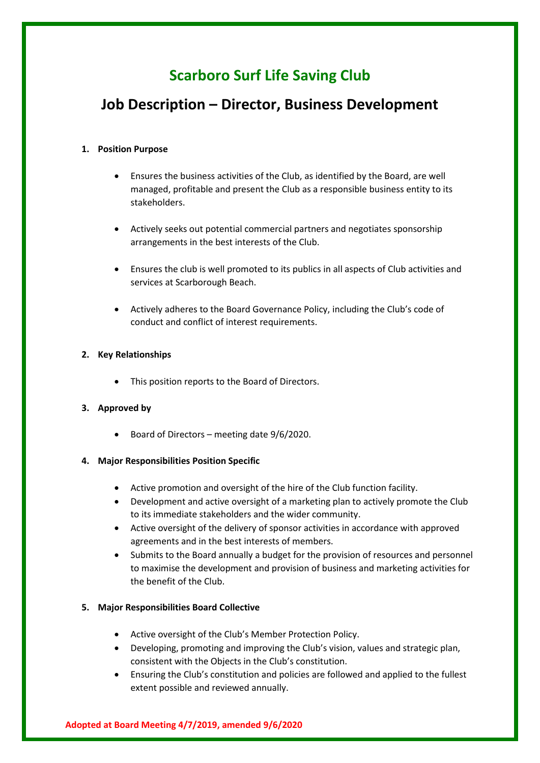# Scarboro Surf Life Saving Club

## Job Description – Director, Business Development

1. **Position Purpose**

   - Ensures the business activities of the Club, as identified by the Board, are well managed, profitable and present the Club as a responsible business entity to its stakeholders.
   - Actively seeks out potential commercial partners and negotiates sponsorship arrangements in the best interests of the Club.
   - Ensures the club is well promoted to its publics in all aspects of Club activities and services at Scarborough Beach.
   - Actively adheres to the Board Governance Policy, including the Club's code of conduct and conflict of interest requirements.

2. **Key Relationships**

   - This position reports to the Board of Directors.

3. **Approved by**

   - Board of Directors – meeting date 9/6/2020.

4. **Major Responsibilities Position Specific**

   - Active promotion and oversight of the hire of the Club function facility.
   - Development and active oversight of a marketing plan to actively promote the Club to its immediate stakeholders and the wider community.
   - Active oversight of the delivery of sponsor activities in accordance with approved agreements and in the best interests of members.
   - Submits to the Board annually a budget for the provision of resources and personnel to maximise the development and provision of business and marketing activities for the benefit of the Club.

5. **Major Responsibilities Board Collective**

   - Active oversight of the Club's Member Protection Policy.
   - Developing, promoting and improving the Club's vision, values and strategic plan, consistent with the Objects in the Club's constitution.
   - Ensuring the Club's constitution and policies are followed and applied to the fullest extent possible and reviewed annually.

**Adopted at Board Meeting 4/7/2019, amended 9/6/2020**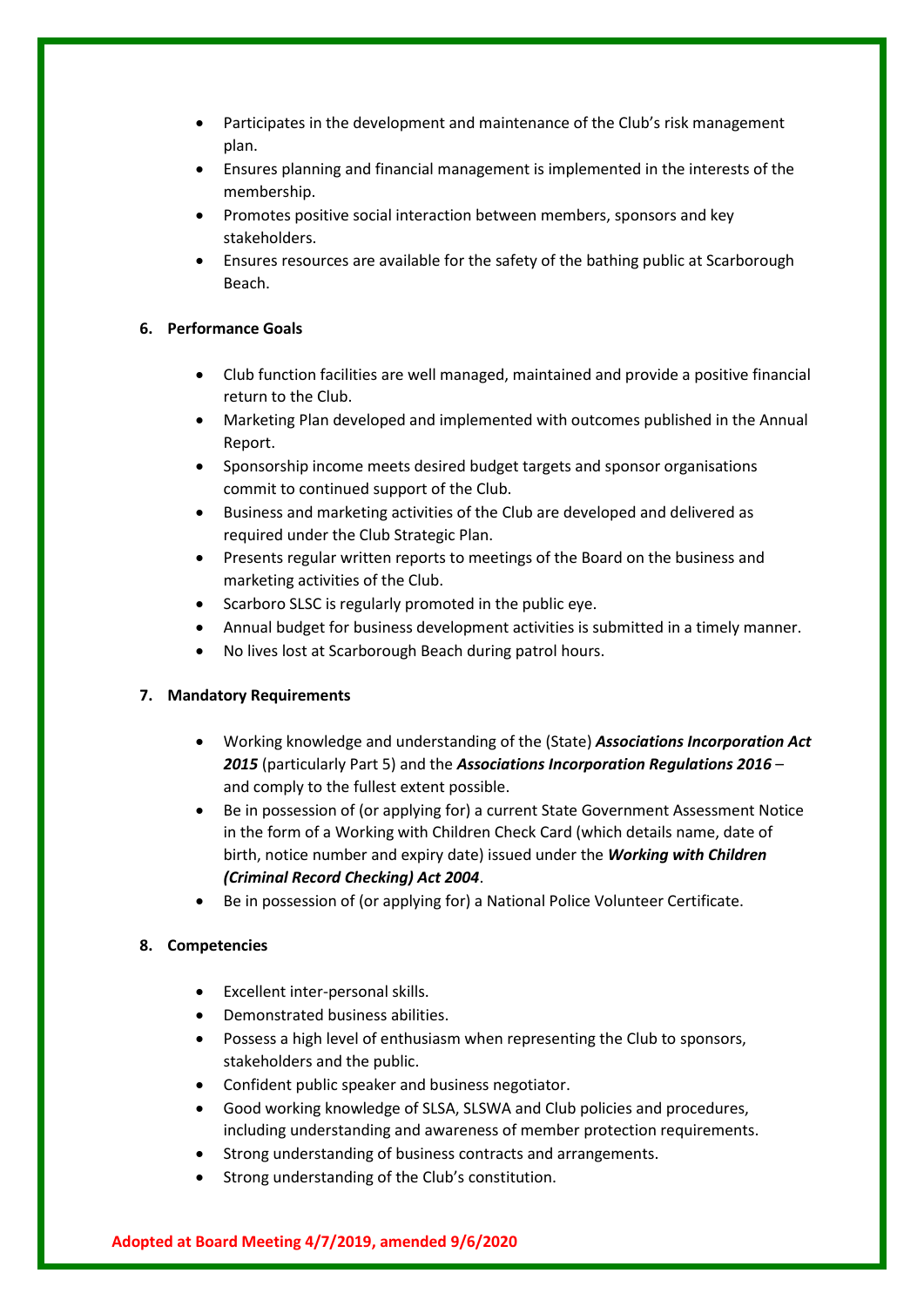- Participates in the development and maintenance of the Club's risk management plan.
- Ensures planning and financial management is implemented in the interests of the membership.
- Promotes positive social interaction between members, sponsors and key stakeholders.
- Ensures resources are available for the safety of the bathing public at Scarborough Beach.

**6. Performance Goals**

- Club function facilities are well managed, maintained and provide a positive financial return to the Club.
- Marketing Plan developed and implemented with outcomes published in the Annual Report.
- Sponsorship income meets desired budget targets and sponsor organisations commit to continued support of the Club.
- Business and marketing activities of the Club are developed and delivered as required under the Club Strategic Plan.
- Presents regular written reports to meetings of the Board on the business and marketing activities of the Club.
- Scarboro SLSC is regularly promoted in the public eye.
- Annual budget for business development activities is submitted in a timely manner.
- No lives lost at Scarborough Beach during patrol hours.

**7. Mandatory Requirements**

- Working knowledge and understanding of the (State) ***Associations Incorporation Act 2015*** (particularly Part 5) and the ***Associations Incorporation Regulations 2016*** – and comply to the fullest extent possible.
- Be in possession of (or applying for) a current State Government Assessment Notice in the form of a Working with Children Check Card (which details name, date of birth, notice number and expiry date) issued under the ***Working with Children (Criminal Record Checking) Act 2004***.
- Be in possession of (or applying for) a National Police Volunteer Certificate.

**8. Competencies**

- Excellent inter-personal skills.
- Demonstrated business abilities.
- Possess a high level of enthusiasm when representing the Club to sponsors, stakeholders and the public.
- Confident public speaker and business negotiator.
- Good working knowledge of SLSA, SLSWA and Club policies and procedures, including understanding and awareness of member protection requirements.
- Strong understanding of business contracts and arrangements.
- Strong understanding of the Club's constitution.

**Adopted at Board Meeting 4/7/2019, amended 9/6/2020**